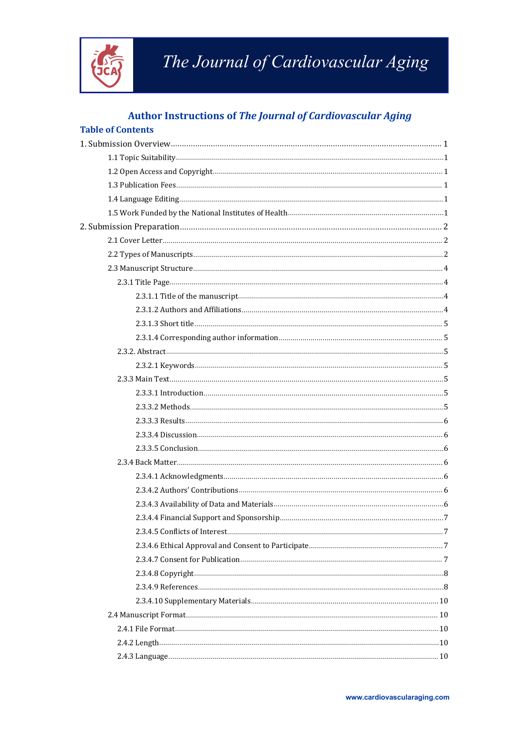# The Journal of Cardiovascular Aging

## Author Instructions of *The Journal of Cardiovascular Aging*

### Table of Contents

1. Submission Overview ........................................................ 1
    - 1.1 Topic Suitability ........................................................ 1
    - 1.2 Open Access and Copyright ........................................................ 1
    - 1.3 Publication Fees ........................................................ 1
    - 1.4 Language Editing ........................................................ 1
    - 1.5 Work Funded by the National Institutes of Health ........................................................ 1
2. Submission Preparation ........................................................ 2
    - 2.1 Cover Letter ........................................................ 2
    - 2.2 Types of Manuscripts ........................................................ 2
    - 2.3 Manuscript Structure ........................................................ 4
        - 2.3.1 Title Page ........................................................ 4
            - 2.3.1.1 Title of the manuscript ........................................................ 4
            - 2.3.1.2 Authors and Affiliations ........................................................ 4
            - 2.3.1.3 Short title ........................................................ 5
            - 2.3.1.4 Corresponding author information ........................................................ 5
        - 2.3.2. Abstract ........................................................ 5
            - 2.3.2.1 Keywords ........................................................ 5
        - 2.3.3 Main Text ........................................................ 5
            - 2.3.3.1 Introduction ........................................................ 5
            - 2.3.3.2 Methods ........................................................ 5
            - 2.3.3.3 Results ........................................................ 6
            - 2.3.3.4 Discussion ........................................................ 6
            - 2.3.3.5 Conclusion ........................................................ 6
        - 2.3.4 Back Matter ........................................................ 6
            - 2.3.4.1 Acknowledgments ........................................................ 6
            - 2.3.4.2 Authors' Contributions ........................................................ 6
            - 2.3.4.3 Availability of Data and Materials ........................................................ 6
            - 2.3.4.4 Financial Support and Sponsorship ........................................................ 7
            - 2.3.4.5 Conflicts of Interest ........................................................ 7
            - 2.3.4.6 Ethical Approval and Consent to Participate ........................................................ 7
            - 2.3.4.7 Consent for Publication ........................................................ 7
            - 2.3.4.8 Copyright ........................................................ 8
            - 2.3.4.9 References ........................................................ 8
            - 2.3.4.10 Supplementary Materials ........................................................ 10
    - 2.4 Manuscript Format ........................................................ 10
        - 2.4.1 File Format ........................................................ 10
        - 2.4.2 Length ........................................................ 10
        - 2.4.3 Language ........................................................ 10

www.cardiovascularaging.com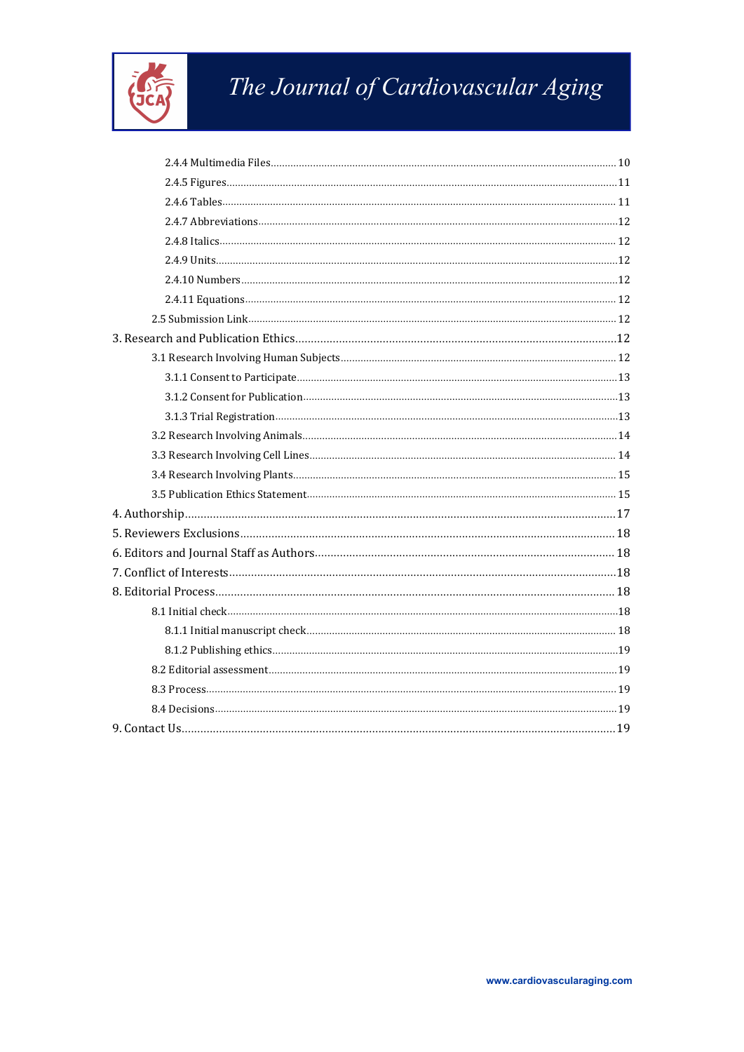- 2.4.4 Multimedia Files .......... 10
- 2.4.5 Figures .......... 11
- 2.4.6 Tables .......... 11
- 2.4.7 Abbreviations .......... 12
- 2.4.8 Italics .......... 12
- 2.4.9 Units .......... 12
- 2.4.10 Numbers .......... 12
- 2.4.11 Equations .......... 12
- 2.5 Submission Link .......... 12

3. Research and Publication Ethics .......... 12
- 3.1 Research Involving Human Subjects .......... 12
- 3.1.1 Consent to Participate .......... 13
- 3.1.2 Consent for Publication .......... 13
- 3.1.3 Trial Registration .......... 13
- 3.2 Research Involving Animals .......... 14
- 3.3 Research Involving Cell Lines .......... 14
- 3.4 Research Involving Plants .......... 15
- 3.5 Publication Ethics Statement .......... 15

4. Authorship .......... 17

5. Reviewers Exclusions .......... 18

6. Editors and Journal Staff as Authors .......... 18

7. Conflict of Interests .......... 18

8. Editorial Process .......... 18
- 8.1 Initial check .......... 18
- 8.1.1 Initial manuscript check .......... 18
- 8.1.2 Publishing ethics .......... 19
- 8.2 Editorial assessment .......... 19
- 8.3 Process .......... 19
- 8.4 Decisions .......... 19

9. Contact Us .......... 19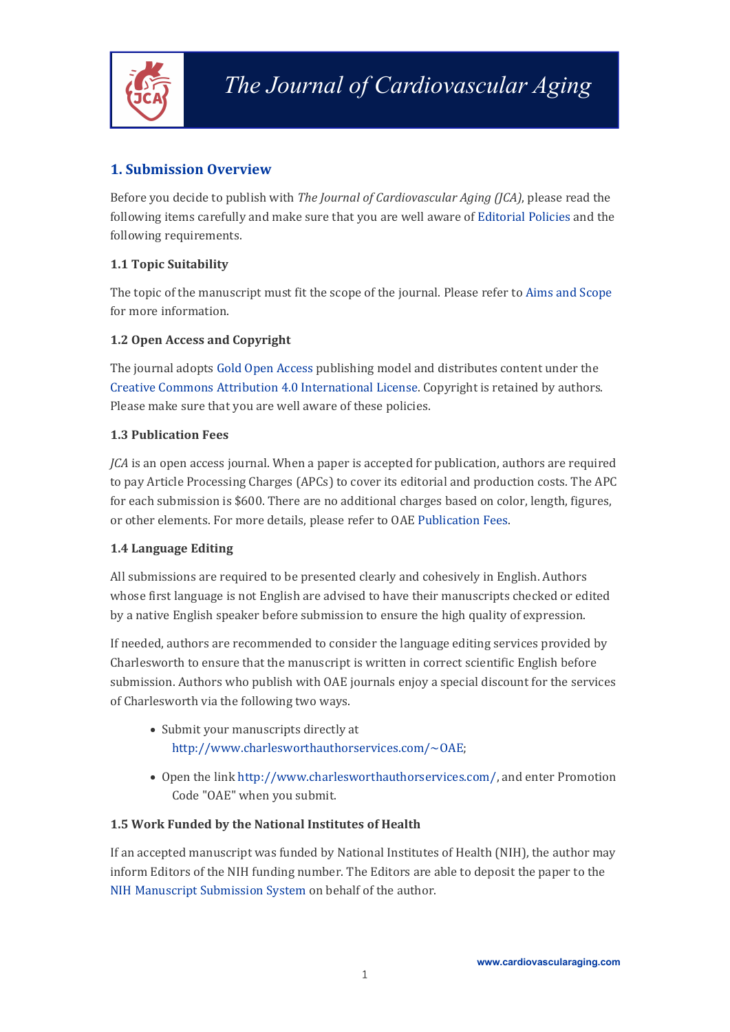## 1. Submission Overview

Before you decide to publish with *The Journal of Cardiovascular Aging (JCA)*, please read the following items carefully and make sure that you are well aware of Editorial Policies and the following requirements.

### 1.1 Topic Suitability

The topic of the manuscript must fit the scope of the journal. Please refer to Aims and Scope for more information.

### 1.2 Open Access and Copyright

The journal adopts Gold Open Access publishing model and distributes content under the Creative Commons Attribution 4.0 International License. Copyright is retained by authors. Please make sure that you are well aware of these policies.

### 1.3 Publication Fees

*JCA* is an open access journal. When a paper is accepted for publication, authors are required to pay Article Processing Charges (APCs) to cover its editorial and production costs. The APC for each submission is $600. There are no additional charges based on color, length, figures, or other elements. For more details, please refer to OAE Publication Fees.

### 1.4 Language Editing

All submissions are required to be presented clearly and cohesively in English. Authors whose first language is not English are advised to have their manuscripts checked or edited by a native English speaker before submission to ensure the high quality of expression.

If needed, authors are recommended to consider the language editing services provided by Charlesworth to ensure that the manuscript is written in correct scientific English before submission. Authors who publish with OAE journals enjoy a special discount for the services of Charlesworth via the following two ways.

- Submit your manuscripts directly at http://www.charlesworthauthorservices.com/~OAE;
- Open the link http://www.charlesworthauthorservices.com/, and enter Promotion Code "OAE" when you submit.

### 1.5 Work Funded by the National Institutes of Health

If an accepted manuscript was funded by National Institutes of Health (NIH), the author may inform Editors of the NIH funding number. The Editors are able to deposit the paper to the NIH Manuscript Submission System on behalf of the author.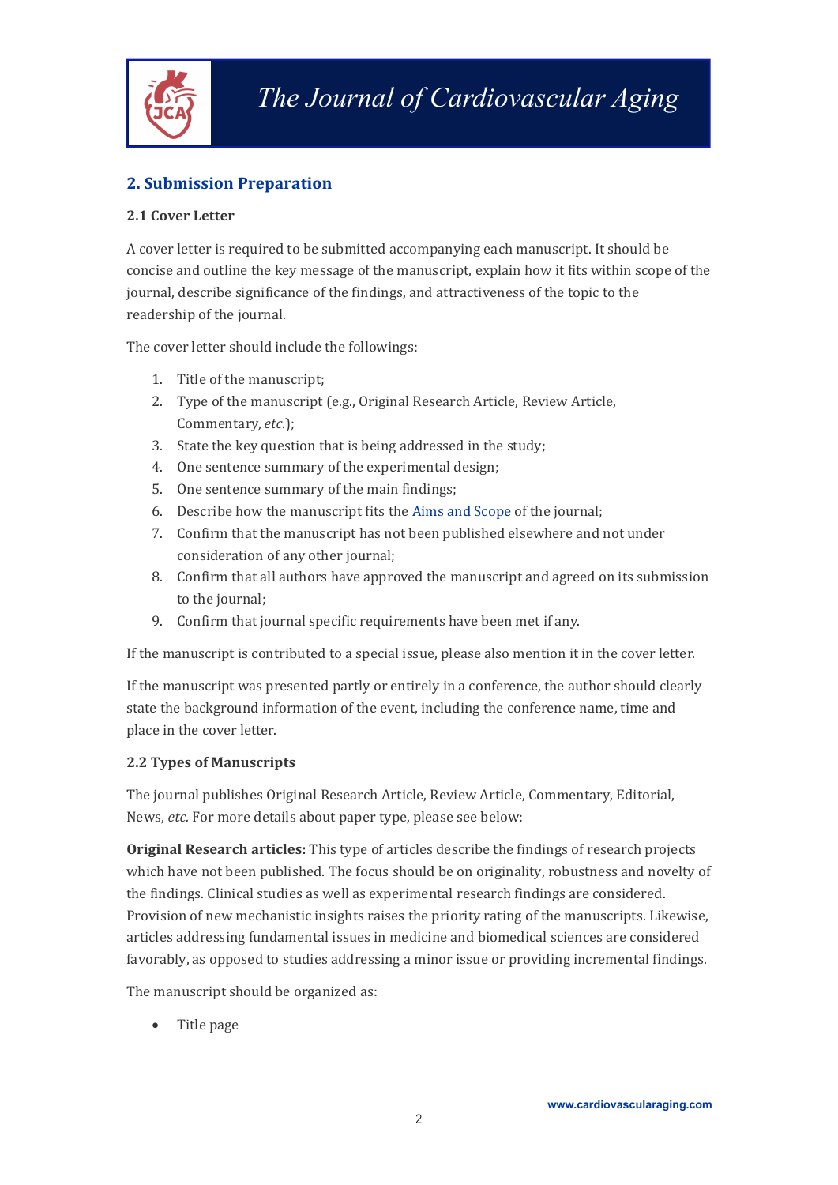## 2. Submission Preparation

### 2.1 Cover Letter

A cover letter is required to be submitted accompanying each manuscript. It should be concise and outline the key message of the manuscript, explain how it fits within scope of the journal, describe significance of the findings, and attractiveness of the topic to the readership of the journal.

The cover letter should include the followings:

1. Title of the manuscript;
2. Type of the manuscript (e.g., Original Research Article, Review Article, Commentary, *etc*.);
3. State the key question that is being addressed in the study;
4. One sentence summary of the experimental design;
5. One sentence summary of the main findings;
6. Describe how the manuscript fits the Aims and Scope of the journal;
7. Confirm that the manuscript has not been published elsewhere and not under consideration of any other journal;
8. Confirm that all authors have approved the manuscript and agreed on its submission to the journal;
9. Confirm that journal specific requirements have been met if any.

If the manuscript is contributed to a special issue, please also mention it in the cover letter.

If the manuscript was presented partly or entirely in a conference, the author should clearly state the background information of the event, including the conference name, time and place in the cover letter.

### 2.2 Types of Manuscripts

The journal publishes Original Research Article, Review Article, Commentary, Editorial, News, *etc.* For more details about paper type, please see below:

**Original Research articles:** This type of articles describe the findings of research projects which have not been published. The focus should be on originality, robustness and novelty of the findings. Clinical studies as well as experimental research findings are considered. Provision of new mechanistic insights raises the priority rating of the manuscripts. Likewise, articles addressing fundamental issues in medicine and biomedical sciences are considered favorably, as opposed to studies addressing a minor issue or providing incremental findings.

The manuscript should be organized as:

- Title page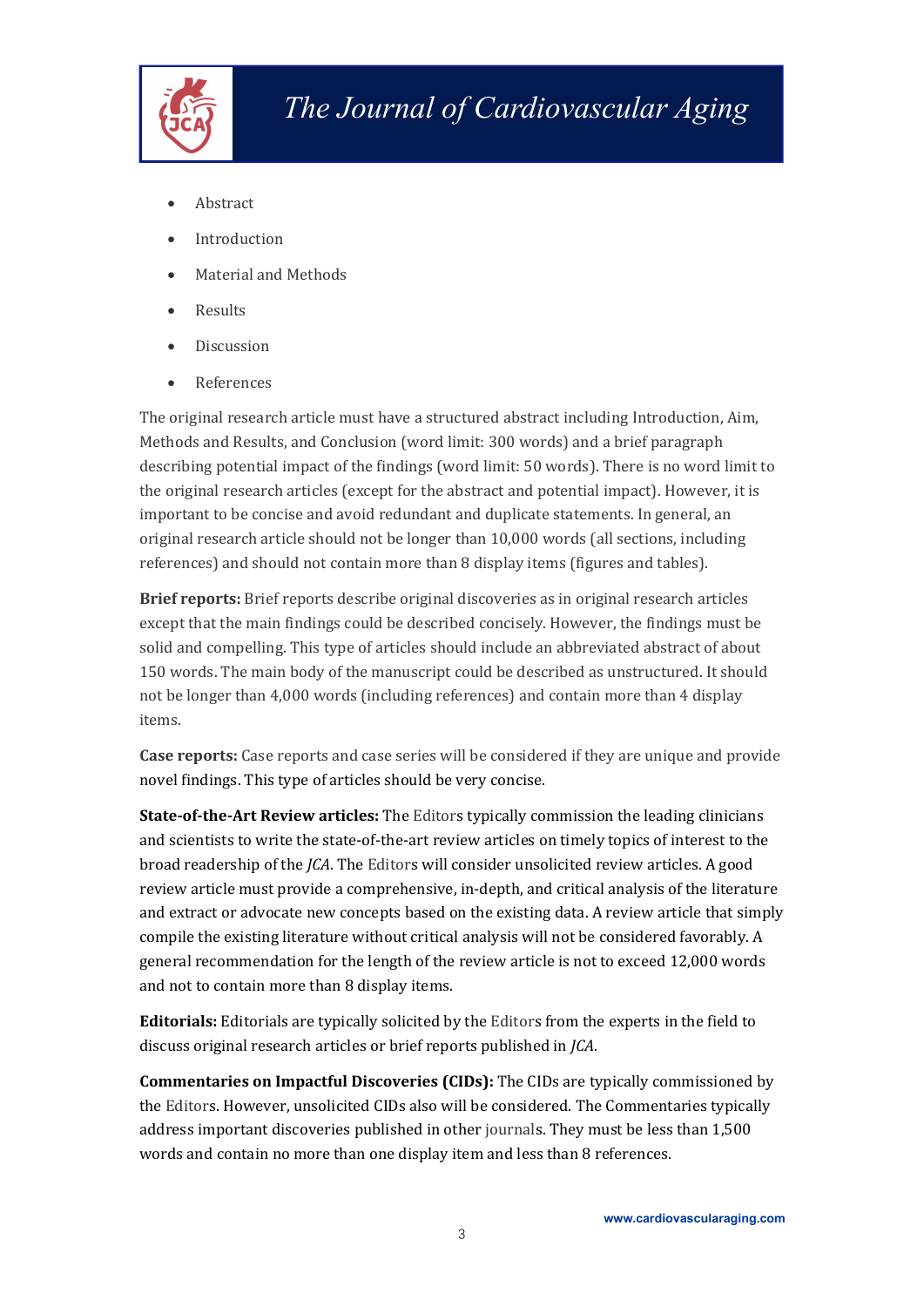- Abstract
- Introduction
- Material and Methods
- Results
- Discussion
- References

The original research article must have a structured abstract including Introduction, Aim, Methods and Results, and Conclusion (word limit: 300 words) and a brief paragraph describing potential impact of the findings (word limit: 50 words). There is no word limit to the original research articles (except for the abstract and potential impact). However, it is important to be concise and avoid redundant and duplicate statements. In general, an original research article should not be longer than 10,000 words (all sections, including references) and should not contain more than 8 display items (figures and tables).

**Brief reports:** Brief reports describe original discoveries as in original research articles except that the main findings could be described concisely. However, the findings must be solid and compelling. This type of articles should include an abbreviated abstract of about 150 words. The main body of the manuscript could be described as unstructured. It should not be longer than 4,000 words (including references) and contain more than 4 display items.

**Case reports:** Case reports and case series will be considered if they are unique and provide novel findings. This type of articles should be very concise.

**State-of-the-Art Review articles:** The Editors typically commission the leading clinicians and scientists to write the state-of-the-art review articles on timely topics of interest to the broad readership of the *JCA*. The Editors will consider unsolicited review articles. A good review article must provide a comprehensive, in-depth, and critical analysis of the literature and extract or advocate new concepts based on the existing data. A review article that simply compile the existing literature without critical analysis will not be considered favorably. A general recommendation for the length of the review article is not to exceed 12,000 words and not to contain more than 8 display items.

**Editorials:** Editorials are typically solicited by the Editors from the experts in the field to discuss original research articles or brief reports published in *JCA*.

**Commentaries on Impactful Discoveries (CIDs):** The CIDs are typically commissioned by the Editors. However, unsolicited CIDs also will be considered. The Commentaries typically address important discoveries published in other journals. They must be less than 1,500 words and contain no more than one display item and less than 8 references.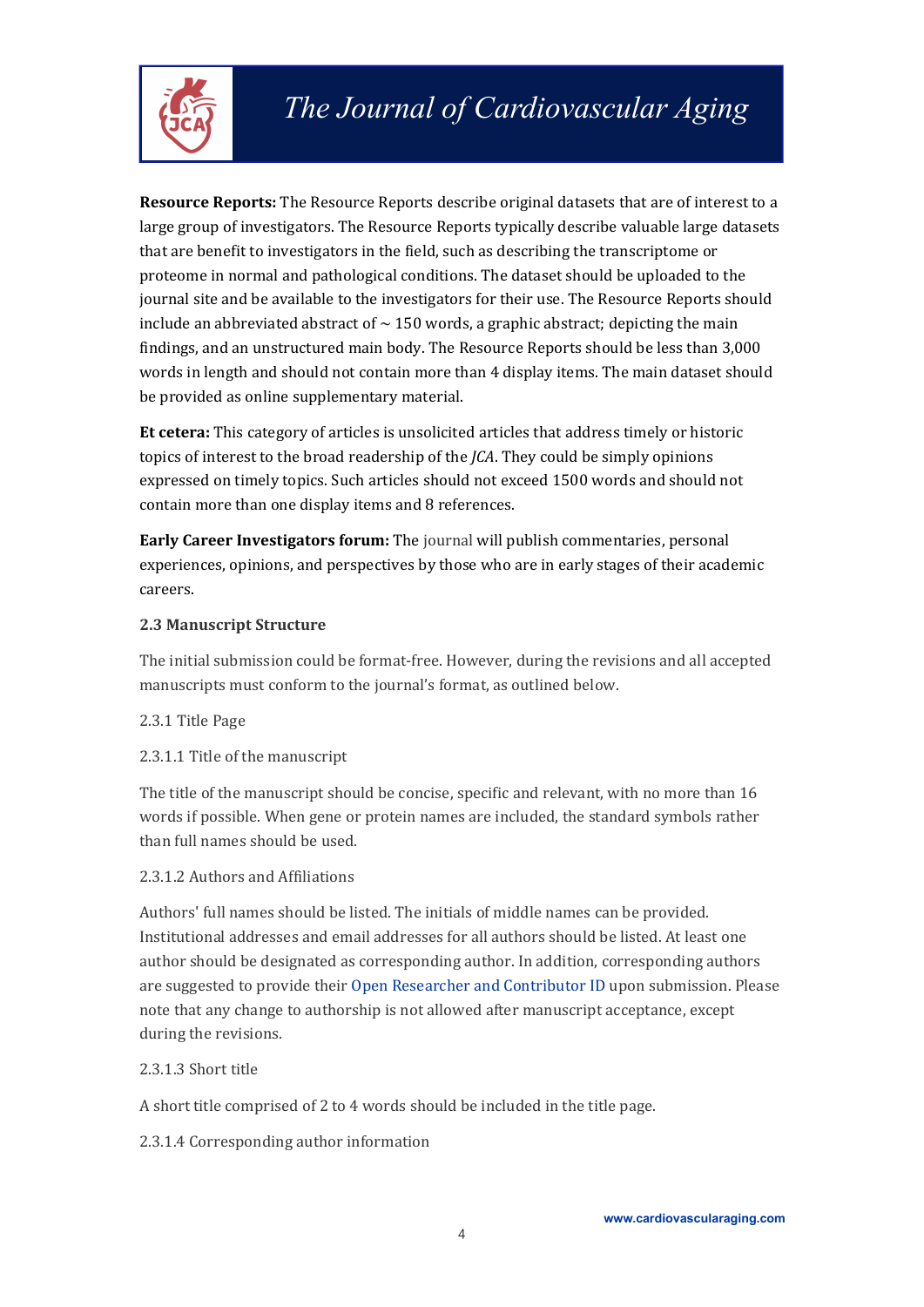**Resource Reports:** The Resource Reports describe original datasets that are of interest to a large group of investigators. The Resource Reports typically describe valuable large datasets that are benefit to investigators in the field, such as describing the transcriptome or proteome in normal and pathological conditions. The dataset should be uploaded to the journal site and be available to the investigators for their use. The Resource Reports should include an abbreviated abstract of ~ 150 words, a graphic abstract; depicting the main findings, and an unstructured main body. The Resource Reports should be less than 3,000 words in length and should not contain more than 4 display items. The main dataset should be provided as online supplementary material.

**Et cetera:** This category of articles is unsolicited articles that address timely or historic topics of interest to the broad readership of the *JCA*. They could be simply opinions expressed on timely topics. Such articles should not exceed 1500 words and should not contain more than one display items and 8 references.

**Early Career Investigators forum:** The journal will publish commentaries, personal experiences, opinions, and perspectives by those who are in early stages of their academic careers.

### 2.3 Manuscript Structure

The initial submission could be format-free. However, during the revisions and all accepted manuscripts must conform to the journal's format, as outlined below.

2.3.1 Title Page

2.3.1.1 Title of the manuscript

The title of the manuscript should be concise, specific and relevant, with no more than 16 words if possible. When gene or protein names are included, the standard symbols rather than full names should be used.

2.3.1.2 Authors and Affiliations

Authors' full names should be listed. The initials of middle names can be provided. Institutional addresses and email addresses for all authors should be listed. At least one author should be designated as corresponding author. In addition, corresponding authors are suggested to provide their Open Researcher and Contributor ID upon submission. Please note that any change to authorship is not allowed after manuscript acceptance, except during the revisions.

2.3.1.3 Short title

A short title comprised of 2 to 4 words should be included in the title page.

2.3.1.4 Corresponding author information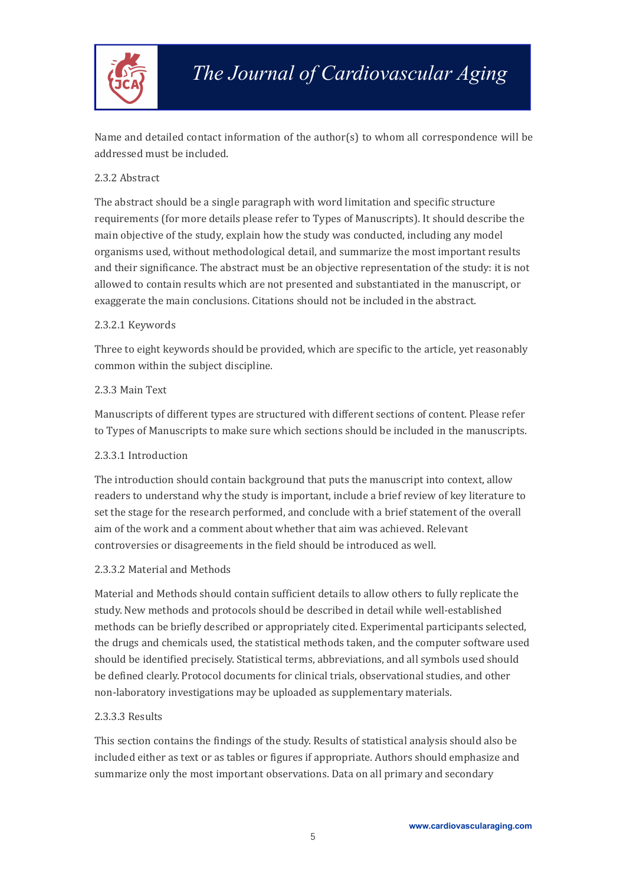Name and detailed contact information of the author(s) to whom all correspondence will be addressed must be included.

### 2.3.2 Abstract

The abstract should be a single paragraph with word limitation and specific structure requirements (for more details please refer to Types of Manuscripts). It should describe the main objective of the study, explain how the study was conducted, including any model organisms used, without methodological detail, and summarize the most important results and their significance. The abstract must be an objective representation of the study: it is not allowed to contain results which are not presented and substantiated in the manuscript, or exaggerate the main conclusions. Citations should not be included in the abstract.

#### 2.3.2.1 Keywords

Three to eight keywords should be provided, which are specific to the article, yet reasonably common within the subject discipline.

### 2.3.3 Main Text

Manuscripts of different types are structured with different sections of content. Please refer to Types of Manuscripts to make sure which sections should be included in the manuscripts.

#### 2.3.3.1 Introduction

The introduction should contain background that puts the manuscript into context, allow readers to understand why the study is important, include a brief review of key literature to set the stage for the research performed, and conclude with a brief statement of the overall aim of the work and a comment about whether that aim was achieved. Relevant controversies or disagreements in the field should be introduced as well.

#### 2.3.3.2 Material and Methods

Material and Methods should contain sufficient details to allow others to fully replicate the study. New methods and protocols should be described in detail while well-established methods can be briefly described or appropriately cited. Experimental participants selected, the drugs and chemicals used, the statistical methods taken, and the computer software used should be identified precisely. Statistical terms, abbreviations, and all symbols used should be defined clearly. Protocol documents for clinical trials, observational studies, and other non-laboratory investigations may be uploaded as supplementary materials.

#### 2.3.3.3 Results

This section contains the findings of the study. Results of statistical analysis should also be included either as text or as tables or figures if appropriate. Authors should emphasize and summarize only the most important observations. Data on all primary and secondary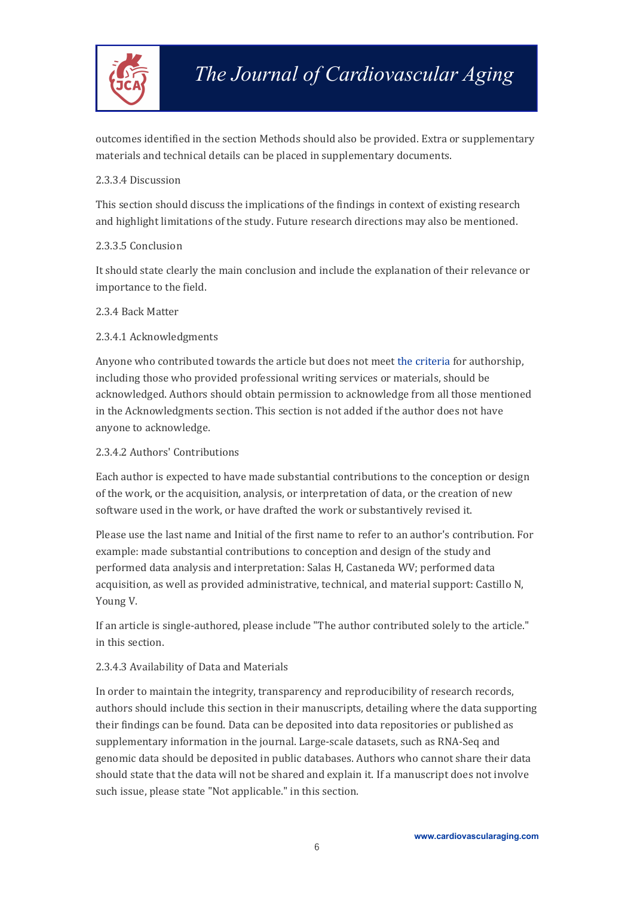outcomes identified in the section Methods should also be provided. Extra or supplementary materials and technical details can be placed in supplementary documents.

#### 2.3.3.4 Discussion

This section should discuss the implications of the findings in context of existing research and highlight limitations of the study. Future research directions may also be mentioned.

#### 2.3.3.5 Conclusion

It should state clearly the main conclusion and include the explanation of their relevance or importance to the field.

### 2.3.4 Back Matter

#### 2.3.4.1 Acknowledgments

Anyone who contributed towards the article but does not meet the criteria for authorship, including those who provided professional writing services or materials, should be acknowledged. Authors should obtain permission to acknowledge from all those mentioned in the Acknowledgments section. This section is not added if the author does not have anyone to acknowledge.

#### 2.3.4.2 Authors' Contributions

Each author is expected to have made substantial contributions to the conception or design of the work, or the acquisition, analysis, or interpretation of data, or the creation of new software used in the work, or have drafted the work or substantively revised it.

Please use the last name and Initial of the first name to refer to an author's contribution. For example: made substantial contributions to conception and design of the study and performed data analysis and interpretation: Salas H, Castaneda WV; performed data acquisition, as well as provided administrative, technical, and material support: Castillo N, Young V.

If an article is single-authored, please include "The author contributed solely to the article." in this section.

#### 2.3.4.3 Availability of Data and Materials

In order to maintain the integrity, transparency and reproducibility of research records, authors should include this section in their manuscripts, detailing where the data supporting their findings can be found. Data can be deposited into data repositories or published as supplementary information in the journal. Large-scale datasets, such as RNA-Seq and genomic data should be deposited in public databases. Authors who cannot share their data should state that the data will not be shared and explain it. If a manuscript does not involve such issue, please state "Not applicable." in this section.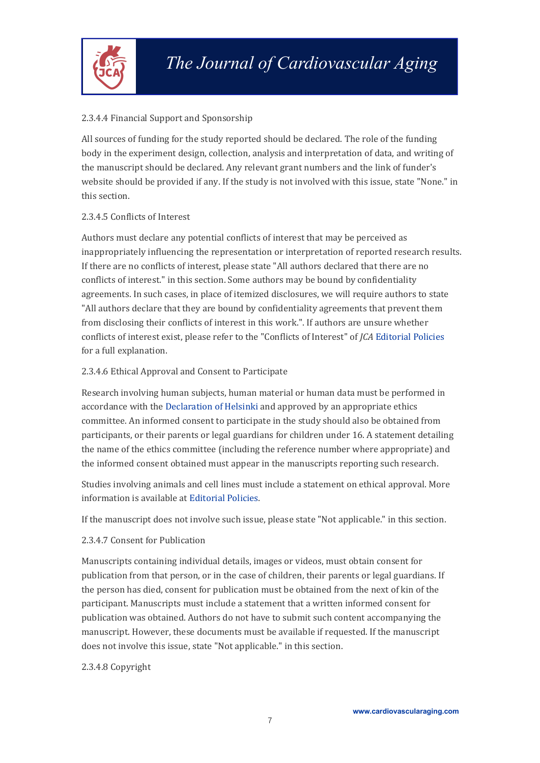#### 2.3.4.4 Financial Support and Sponsorship

All sources of funding for the study reported should be declared. The role of the funding body in the experiment design, collection, analysis and interpretation of data, and writing of the manuscript should be declared. Any relevant grant numbers and the link of funder's website should be provided if any. If the study is not involved with this issue, state "None." in this section.

#### 2.3.4.5 Conflicts of Interest

Authors must declare any potential conflicts of interest that may be perceived as inappropriately influencing the representation or interpretation of reported research results. If there are no conflicts of interest, please state "All authors declared that there are no conflicts of interest." in this section. Some authors may be bound by confidentiality agreements. In such cases, in place of itemized disclosures, we will require authors to state "All authors declare that they are bound by confidentiality agreements that prevent them from disclosing their conflicts of interest in this work.". If authors are unsure whether conflicts of interest exist, please refer to the "Conflicts of Interest" of *JCA* Editorial Policies for a full explanation.

#### 2.3.4.6 Ethical Approval and Consent to Participate

Research involving human subjects, human material or human data must be performed in accordance with the Declaration of Helsinki and approved by an appropriate ethics committee. An informed consent to participate in the study should also be obtained from participants, or their parents or legal guardians for children under 16. A statement detailing the name of the ethics committee (including the reference number where appropriate) and the informed consent obtained must appear in the manuscripts reporting such research.

Studies involving animals and cell lines must include a statement on ethical approval. More information is available at Editorial Policies.

If the manuscript does not involve such issue, please state "Not applicable." in this section.

#### 2.3.4.7 Consent for Publication

Manuscripts containing individual details, images or videos, must obtain consent for publication from that person, or in the case of children, their parents or legal guardians. If the person has died, consent for publication must be obtained from the next of kin of the participant. Manuscripts must include a statement that a written informed consent for publication was obtained. Authors do not have to submit such content accompanying the manuscript. However, these documents must be available if requested. If the manuscript does not involve this issue, state "Not applicable." in this section.

#### 2.3.4.8 Copyright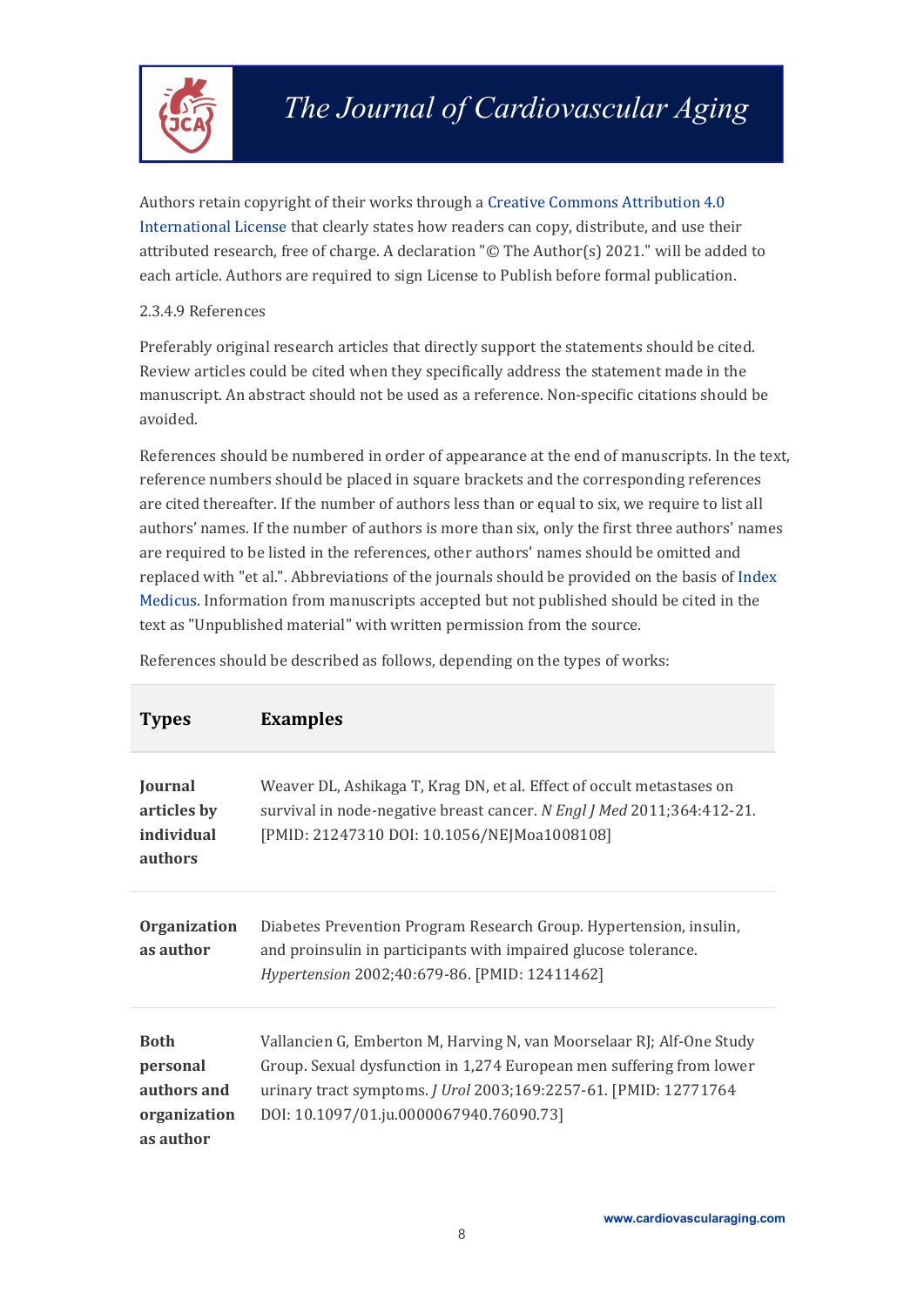Authors retain copyright of their works through a Creative Commons Attribution 4.0 International License that clearly states how readers can copy, distribute, and use their attributed research, free of charge. A declaration "© The Author(s) 2021." will be added to each article. Authors are required to sign License to Publish before formal publication.

2.3.4.9 References

Preferably original research articles that directly support the statements should be cited. Review articles could be cited when they specifically address the statement made in the manuscript. An abstract should not be used as a reference. Non-specific citations should be avoided.

References should be numbered in order of appearance at the end of manuscripts. In the text, reference numbers should be placed in square brackets and the corresponding references are cited thereafter. If the number of authors less than or equal to six, we require to list all authors' names. If the number of authors is more than six, only the first three authors' names are required to be listed in the references, other authors' names should be omitted and replaced with "et al.". Abbreviations of the journals should be provided on the basis of Index Medicus. Information from manuscripts accepted but not published should be cited in the text as "Unpublished material" with written permission from the source.

References should be described as follows, depending on the types of works:

| **Types** | **Examples** |
|---|---|
| **Journal articles by individual authors** | Weaver DL, Ashikaga T, Krag DN, et al. Effect of occult metastases on survival in node-negative breast cancer. *N Engl J Med* 2011;364:412-21. [PMID: 21247310 DOI: 10.1056/NEJMoa1008108] |
| **Organization as author** | Diabetes Prevention Program Research Group. Hypertension, insulin, and proinsulin in participants with impaired glucose tolerance. *Hypertension* 2002;40:679-86. [PMID: 12411462] |
| **Both personal authors and organization as author** | Vallancien G, Emberton M, Harving N, van Moorselaar RJ; Alf-One Study Group. Sexual dysfunction in 1,274 European men suffering from lower urinary tract symptoms. *J Urol* 2003;169:2257-61. [PMID: 12771764 DOI: 10.1097/01.ju.0000067940.76090.73] |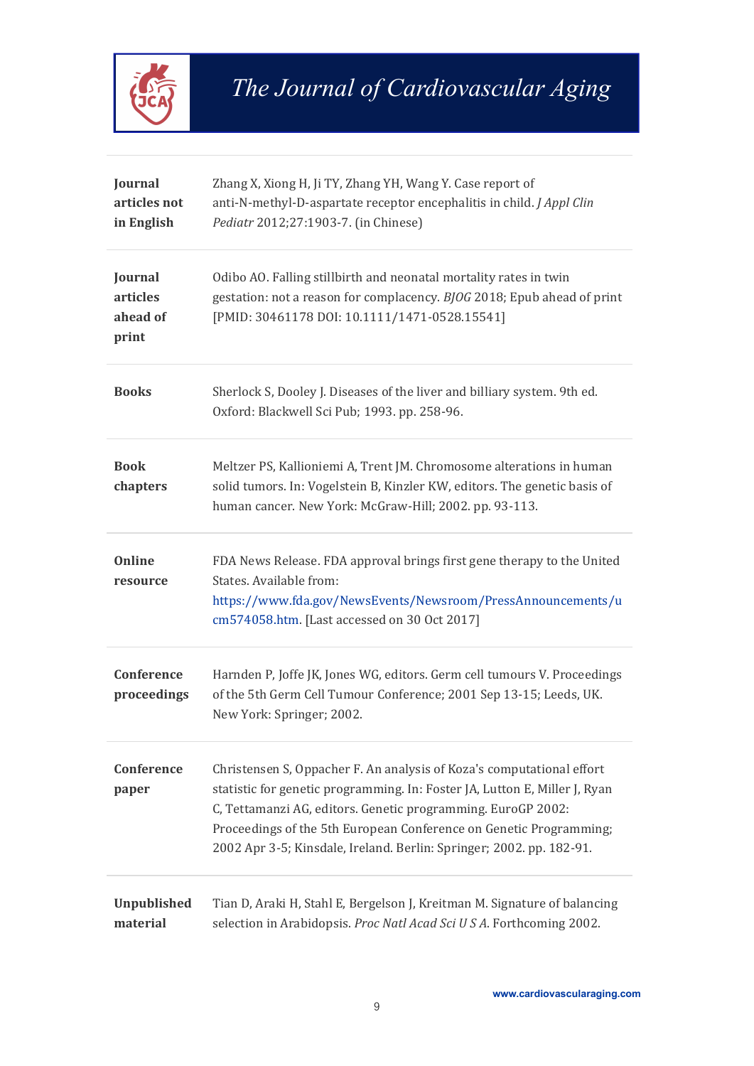| | |
|---|---|
| **Journal articles not in English** | Zhang X, Xiong H, Ji TY, Zhang YH, Wang Y. Case report of anti-N-methyl-D-aspartate receptor encephalitis in child. *J Appl Clin Pediatr* 2012;27:1903-7. (in Chinese) |
| **Journal articles ahead of print** | Odibo AO. Falling stillbirth and neonatal mortality rates in twin gestation: not a reason for complacency. *BJOG* 2018; Epub ahead of print [PMID: 30461178 DOI: 10.1111/1471-0528.15541] |
| **Books** | Sherlock S, Dooley J. Diseases of the liver and billiary system. 9th ed. Oxford: Blackwell Sci Pub; 1993. pp. 258-96. |
| **Book chapters** | Meltzer PS, Kallioniemi A, Trent JM. Chromosome alterations in human solid tumors. In: Vogelstein B, Kinzler KW, editors. The genetic basis of human cancer. New York: McGraw-Hill; 2002. pp. 93-113. |
| **Online resource** | FDA News Release. FDA approval brings first gene therapy to the United States. Available from: https://www.fda.gov/NewsEvents/Newsroom/PressAnnouncements/ucm574058.htm. [Last accessed on 30 Oct 2017] |
| **Conference proceedings** | Harnden P, Joffe JK, Jones WG, editors. Germ cell tumours V. Proceedings of the 5th Germ Cell Tumour Conference; 2001 Sep 13-15; Leeds, UK. New York: Springer; 2002. |
| **Conference paper** | Christensen S, Oppacher F. An analysis of Koza's computational effort statistic for genetic programming. In: Foster JA, Lutton E, Miller J, Ryan C, Tettamanzi AG, editors. Genetic programming. EuroGP 2002: Proceedings of the 5th European Conference on Genetic Programming; 2002 Apr 3-5; Kinsdale, Ireland. Berlin: Springer; 2002. pp. 182-91. |
| **Unpublished material** | Tian D, Araki H, Stahl E, Bergelson J, Kreitman M. Signature of balancing selection in Arabidopsis. *Proc Natl Acad Sci U S A*. Forthcoming 2002. |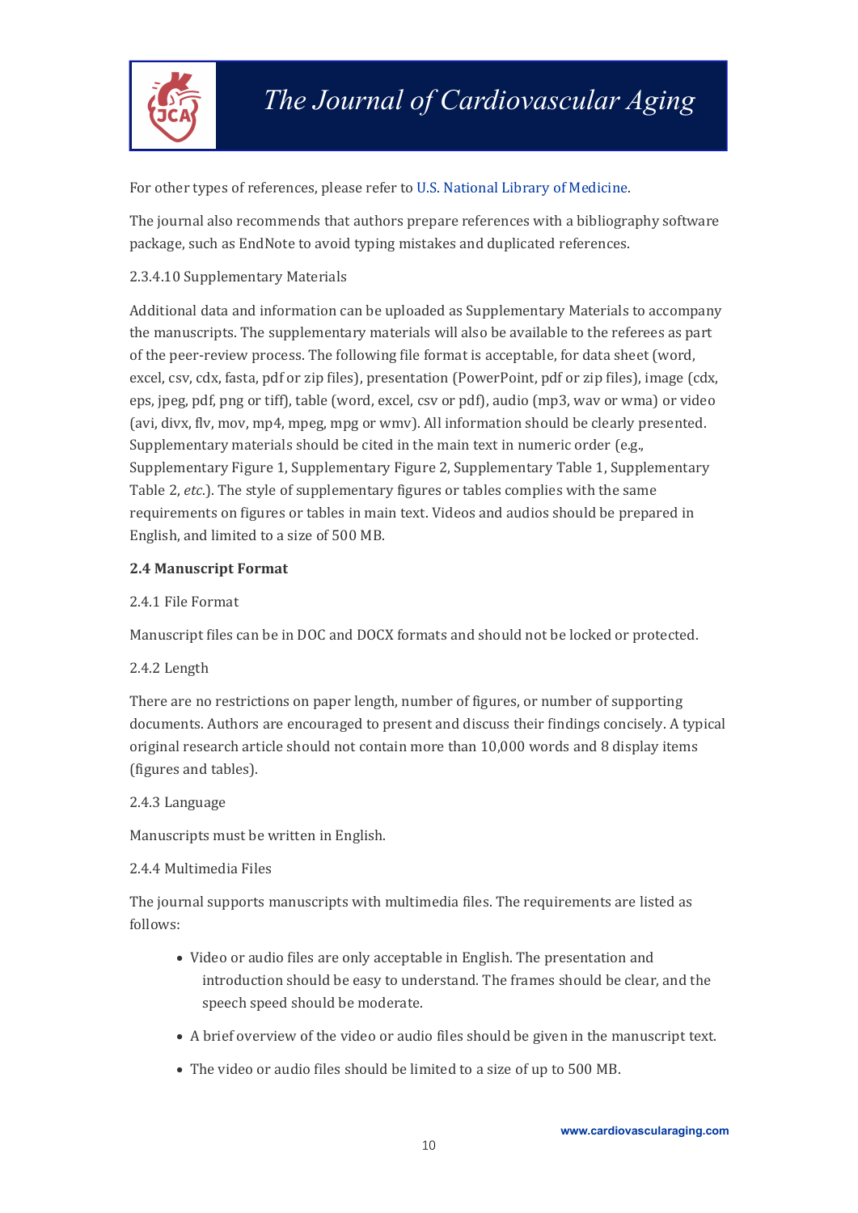For other types of references, please refer to U.S. National Library of Medicine.

The journal also recommends that authors prepare references with a bibliography software package, such as EndNote to avoid typing mistakes and duplicated references.

2.3.4.10 Supplementary Materials

Additional data and information can be uploaded as Supplementary Materials to accompany the manuscripts. The supplementary materials will also be available to the referees as part of the peer-review process. The following file format is acceptable, for data sheet (word, excel, csv, cdx, fasta, pdf or zip files), presentation (PowerPoint, pdf or zip files), image (cdx, eps, jpeg, pdf, png or tiff), table (word, excel, csv or pdf), audio (mp3, wav or wma) or video (avi, divx, flv, mov, mp4, mpeg, mpg or wmv). All information should be clearly presented. Supplementary materials should be cited in the main text in numeric order (e.g., Supplementary Figure 1, Supplementary Figure 2, Supplementary Table 1, Supplementary Table 2, *etc.*). The style of supplementary figures or tables complies with the same requirements on figures or tables in main text. Videos and audios should be prepared in English, and limited to a size of 500 MB.

**2.4 Manuscript Format**

2.4.1 File Format

Manuscript files can be in DOC and DOCX formats and should not be locked or protected.

2.4.2 Length

There are no restrictions on paper length, number of figures, or number of supporting documents. Authors are encouraged to present and discuss their findings concisely. A typical original research article should not contain more than 10,000 words and 8 display items (figures and tables).

2.4.3 Language

Manuscripts must be written in English.

2.4.4 Multimedia Files

The journal supports manuscripts with multimedia files. The requirements are listed as follows:

- Video or audio files are only acceptable in English. The presentation and introduction should be easy to understand. The frames should be clear, and the speech speed should be moderate.
- A brief overview of the video or audio files should be given in the manuscript text.
- The video or audio files should be limited to a size of up to 500 MB.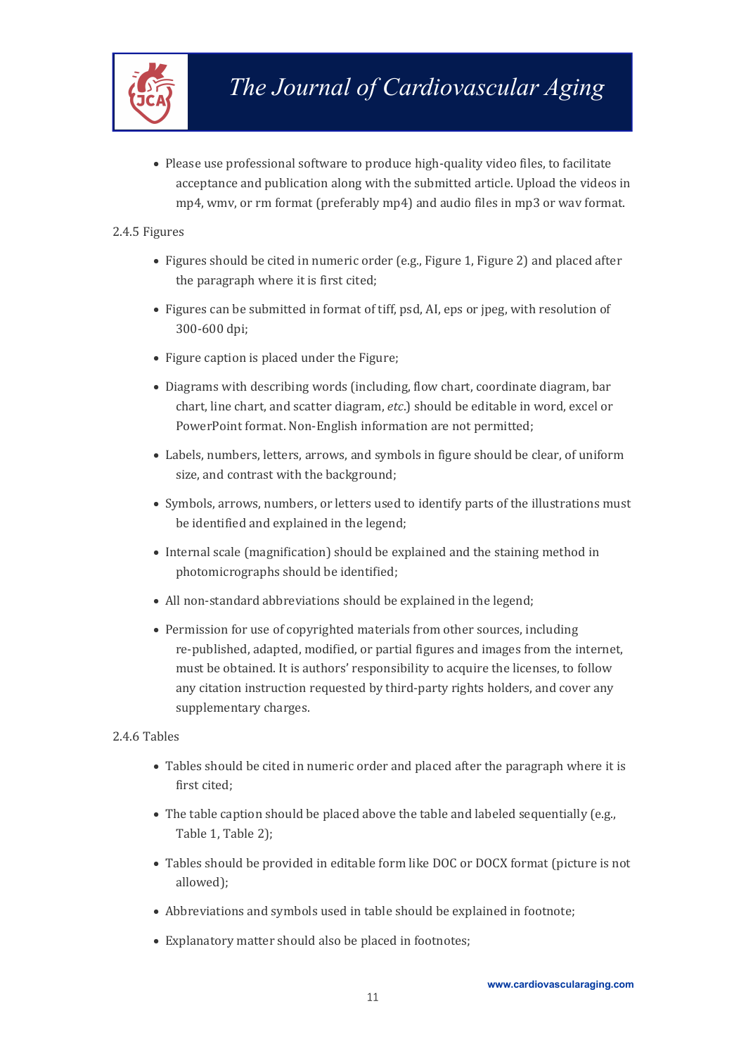- Please use professional software to produce high-quality video files, to facilitate acceptance and publication along with the submitted article. Upload the videos in mp4, wmv, or rm format (preferably mp4) and audio files in mp3 or wav format.

2.4.5 Figures

- Figures should be cited in numeric order (e.g., Figure 1, Figure 2) and placed after the paragraph where it is first cited;
- Figures can be submitted in format of tiff, psd, AI, eps or jpeg, with resolution of 300-600 dpi;
- Figure caption is placed under the Figure;
- Diagrams with describing words (including, flow chart, coordinate diagram, bar chart, line chart, and scatter diagram, *etc*.) should be editable in word, excel or PowerPoint format. Non-English information are not permitted;
- Labels, numbers, letters, arrows, and symbols in figure should be clear, of uniform size, and contrast with the background;
- Symbols, arrows, numbers, or letters used to identify parts of the illustrations must be identified and explained in the legend;
- Internal scale (magnification) should be explained and the staining method in photomicrographs should be identified;
- All non-standard abbreviations should be explained in the legend;
- Permission for use of copyrighted materials from other sources, including re-published, adapted, modified, or partial figures and images from the internet, must be obtained. It is authors' responsibility to acquire the licenses, to follow any citation instruction requested by third-party rights holders, and cover any supplementary charges.

2.4.6 Tables

- Tables should be cited in numeric order and placed after the paragraph where it is first cited;
- The table caption should be placed above the table and labeled sequentially (e.g., Table 1, Table 2);
- Tables should be provided in editable form like DOC or DOCX format (picture is not allowed);
- Abbreviations and symbols used in table should be explained in footnote;
- Explanatory matter should also be placed in footnotes;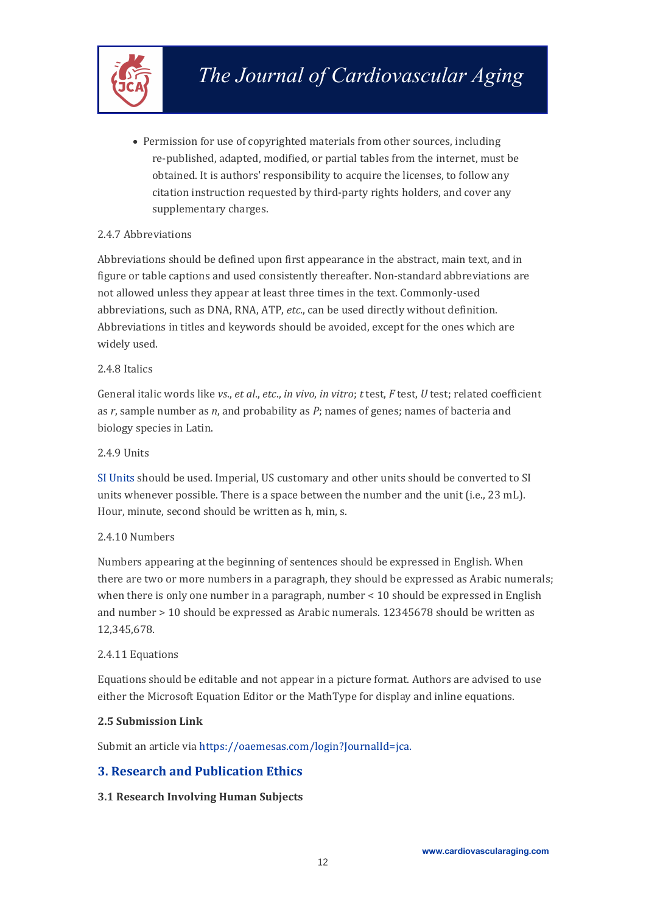- Permission for use of copyrighted materials from other sources, including re-published, adapted, modified, or partial tables from the internet, must be obtained. It is authors' responsibility to acquire the licenses, to follow any citation instruction requested by third-party rights holders, and cover any supplementary charges.

2.4.7 Abbreviations

Abbreviations should be defined upon first appearance in the abstract, main text, and in figure or table captions and used consistently thereafter. Non-standard abbreviations are not allowed unless they appear at least three times in the text. Commonly-used abbreviations, such as DNA, RNA, ATP, *etc.*, can be used directly without definition. Abbreviations in titles and keywords should be avoided, except for the ones which are widely used.

2.4.8 Italics

General italic words like *vs.*, *et al.*, *etc.*, *in vivo*, *in vitro*; *t* test, *F* test, *U* test; related coefficient as *r*, sample number as *n*, and probability as *P*; names of genes; names of bacteria and biology species in Latin.

2.4.9 Units

SI Units should be used. Imperial, US customary and other units should be converted to SI units whenever possible. There is a space between the number and the unit (i.e., 23 mL). Hour, minute, second should be written as h, min, s.

2.4.10 Numbers

Numbers appearing at the beginning of sentences should be expressed in English. When there are two or more numbers in a paragraph, they should be expressed as Arabic numerals; when there is only one number in a paragraph, number < 10 should be expressed in English and number > 10 should be expressed as Arabic numerals. 12345678 should be written as 12,345,678.

2.4.11 Equations

Equations should be editable and not appear in a picture format. Authors are advised to use either the Microsoft Equation Editor or the MathType for display and inline equations.

**2.5 Submission Link**

Submit an article via https://oaemesas.com/login?JournalId=jca.

## 3. Research and Publication Ethics

**3.1 Research Involving Human Subjects**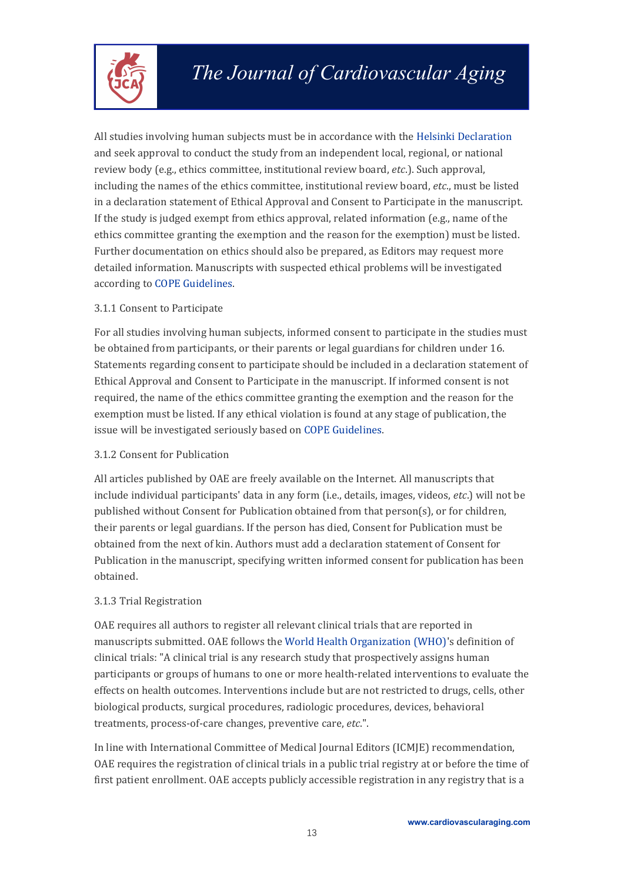All studies involving human subjects must be in accordance with the Helsinki Declaration and seek approval to conduct the study from an independent local, regional, or national review body (e.g., ethics committee, institutional review board, *etc*.). Such approval, including the names of the ethics committee, institutional review board, *etc*., must be listed in a declaration statement of Ethical Approval and Consent to Participate in the manuscript. If the study is judged exempt from ethics approval, related information (e.g., name of the ethics committee granting the exemption and the reason for the exemption) must be listed. Further documentation on ethics should also be prepared, as Editors may request more detailed information. Manuscripts with suspected ethical problems will be investigated according to COPE Guidelines.

### 3.1.1 Consent to Participate

For all studies involving human subjects, informed consent to participate in the studies must be obtained from participants, or their parents or legal guardians for children under 16. Statements regarding consent to participate should be included in a declaration statement of Ethical Approval and Consent to Participate in the manuscript. If informed consent is not required, the name of the ethics committee granting the exemption and the reason for the exemption must be listed. If any ethical violation is found at any stage of publication, the issue will be investigated seriously based on COPE Guidelines.

### 3.1.2 Consent for Publication

All articles published by OAE are freely available on the Internet. All manuscripts that include individual participants' data in any form (i.e., details, images, videos, *etc*.) will not be published without Consent for Publication obtained from that person(s), or for children, their parents or legal guardians. If the person has died, Consent for Publication must be obtained from the next of kin. Authors must add a declaration statement of Consent for Publication in the manuscript, specifying written informed consent for publication has been obtained.

### 3.1.3 Trial Registration

OAE requires all authors to register all relevant clinical trials that are reported in manuscripts submitted. OAE follows the World Health Organization (WHO)'s definition of clinical trials: "A clinical trial is any research study that prospectively assigns human participants or groups of humans to one or more health-related interventions to evaluate the effects on health outcomes. Interventions include but are not restricted to drugs, cells, other biological products, surgical procedures, radiologic procedures, devices, behavioral treatments, process-of-care changes, preventive care, *etc*.".

In line with International Committee of Medical Journal Editors (ICMJE) recommendation, OAE requires the registration of clinical trials in a public trial registry at or before the time of first patient enrollment. OAE accepts publicly accessible registration in any registry that is a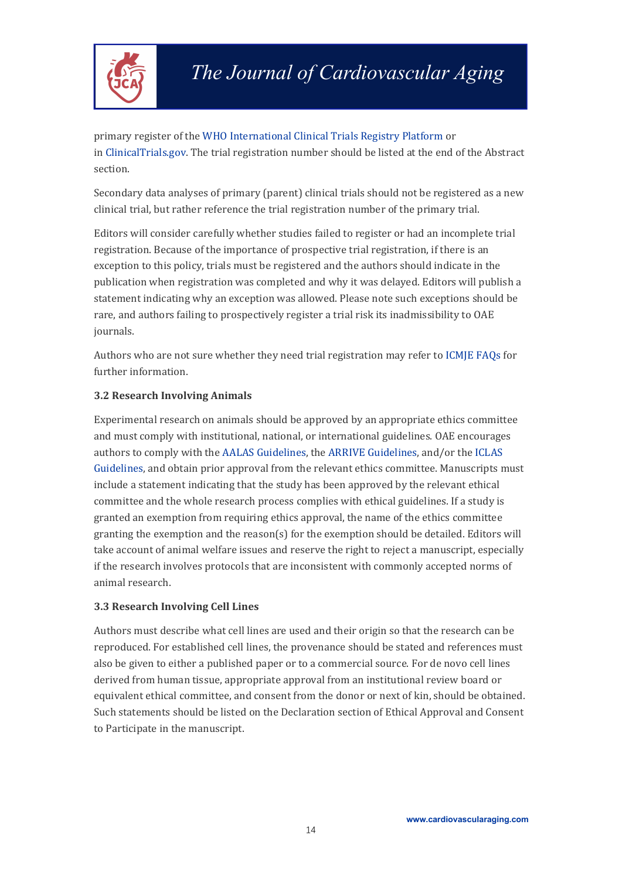primary register of the WHO International Clinical Trials Registry Platform or in ClinicalTrials.gov. The trial registration number should be listed at the end of the Abstract section.

Secondary data analyses of primary (parent) clinical trials should not be registered as a new clinical trial, but rather reference the trial registration number of the primary trial.

Editors will consider carefully whether studies failed to register or had an incomplete trial registration. Because of the importance of prospective trial registration, if there is an exception to this policy, trials must be registered and the authors should indicate in the publication when registration was completed and why it was delayed. Editors will publish a statement indicating why an exception was allowed. Please note such exceptions should be rare, and authors failing to prospectively register a trial risk its inadmissibility to OAE journals.

Authors who are not sure whether they need trial registration may refer to ICMJE FAQs for further information.

### 3.2 Research Involving Animals

Experimental research on animals should be approved by an appropriate ethics committee and must comply with institutional, national, or international guidelines. OAE encourages authors to comply with the AALAS Guidelines, the ARRIVE Guidelines, and/or the ICLAS Guidelines, and obtain prior approval from the relevant ethics committee. Manuscripts must include a statement indicating that the study has been approved by the relevant ethical committee and the whole research process complies with ethical guidelines. If a study is granted an exemption from requiring ethics approval, the name of the ethics committee granting the exemption and the reason(s) for the exemption should be detailed. Editors will take account of animal welfare issues and reserve the right to reject a manuscript, especially if the research involves protocols that are inconsistent with commonly accepted norms of animal research.

### 3.3 Research Involving Cell Lines

Authors must describe what cell lines are used and their origin so that the research can be reproduced. For established cell lines, the provenance should be stated and references must also be given to either a published paper or to a commercial source. For de novo cell lines derived from human tissue, appropriate approval from an institutional review board or equivalent ethical committee, and consent from the donor or next of kin, should be obtained. Such statements should be listed on the Declaration section of Ethical Approval and Consent to Participate in the manuscript.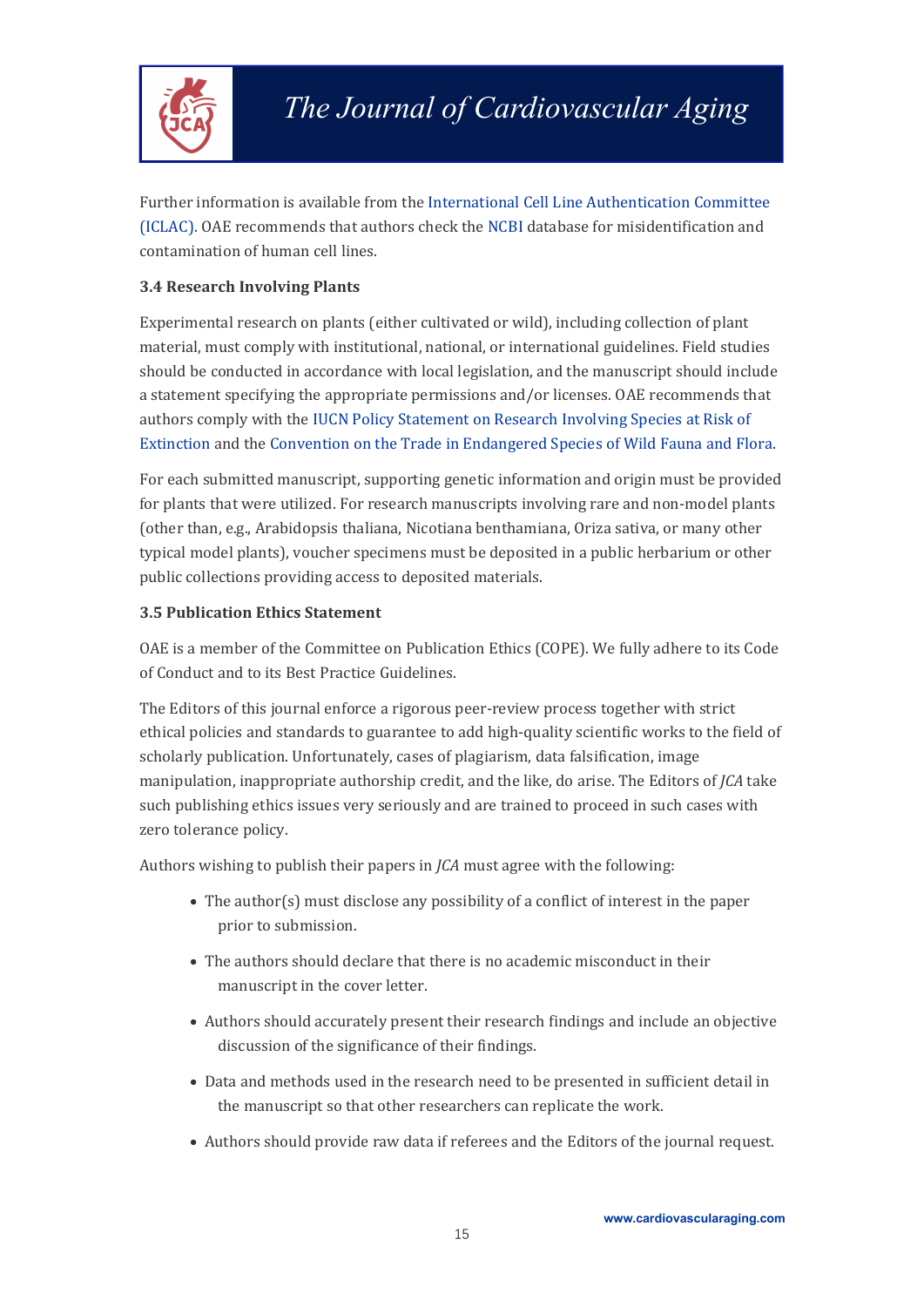Further information is available from the International Cell Line Authentication Committee (ICLAC). OAE recommends that authors check the NCBI database for misidentification and contamination of human cell lines.

### 3.4 Research Involving Plants

Experimental research on plants (either cultivated or wild), including collection of plant material, must comply with institutional, national, or international guidelines. Field studies should be conducted in accordance with local legislation, and the manuscript should include a statement specifying the appropriate permissions and/or licenses. OAE recommends that authors comply with the IUCN Policy Statement on Research Involving Species at Risk of Extinction and the Convention on the Trade in Endangered Species of Wild Fauna and Flora.

For each submitted manuscript, supporting genetic information and origin must be provided for plants that were utilized. For research manuscripts involving rare and non-model plants (other than, e.g., Arabidopsis thaliana, Nicotiana benthamiana, Oriza sativa, or many other typical model plants), voucher specimens must be deposited in a public herbarium or other public collections providing access to deposited materials.

### 3.5 Publication Ethics Statement

OAE is a member of the Committee on Publication Ethics (COPE). We fully adhere to its Code of Conduct and to its Best Practice Guidelines.

The Editors of this journal enforce a rigorous peer-review process together with strict ethical policies and standards to guarantee to add high-quality scientific works to the field of scholarly publication. Unfortunately, cases of plagiarism, data falsification, image manipulation, inappropriate authorship credit, and the like, do arise. The Editors of *JCA* take such publishing ethics issues very seriously and are trained to proceed in such cases with zero tolerance policy.

Authors wishing to publish their papers in *JCA* must agree with the following:

- The author(s) must disclose any possibility of a conflict of interest in the paper prior to submission.
- The authors should declare that there is no academic misconduct in their manuscript in the cover letter.
- Authors should accurately present their research findings and include an objective discussion of the significance of their findings.
- Data and methods used in the research need to be presented in sufficient detail in the manuscript so that other researchers can replicate the work.
- Authors should provide raw data if referees and the Editors of the journal request.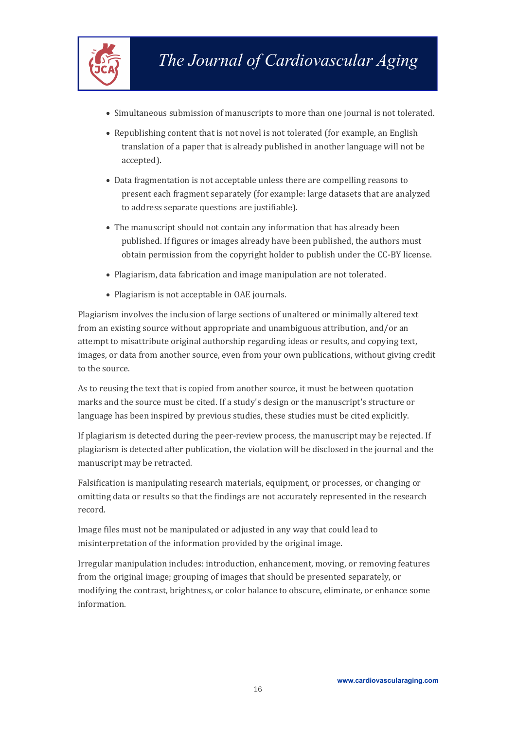- Simultaneous submission of manuscripts to more than one journal is not tolerated.
- Republishing content that is not novel is not tolerated (for example, an English translation of a paper that is already published in another language will not be accepted).
- Data fragmentation is not acceptable unless there are compelling reasons to present each fragment separately (for example: large datasets that are analyzed to address separate questions are justifiable).
- The manuscript should not contain any information that has already been published. If figures or images already have been published, the authors must obtain permission from the copyright holder to publish under the CC-BY license.
- Plagiarism, data fabrication and image manipulation are not tolerated.
- Plagiarism is not acceptable in OAE journals.

Plagiarism involves the inclusion of large sections of unaltered or minimally altered text from an existing source without appropriate and unambiguous attribution, and/or an attempt to misattribute original authorship regarding ideas or results, and copying text, images, or data from another source, even from your own publications, without giving credit to the source.

As to reusing the text that is copied from another source, it must be between quotation marks and the source must be cited. If a study's design or the manuscript's structure or language has been inspired by previous studies, these studies must be cited explicitly.

If plagiarism is detected during the peer-review process, the manuscript may be rejected. If plagiarism is detected after publication, the violation will be disclosed in the journal and the manuscript may be retracted.

Falsification is manipulating research materials, equipment, or processes, or changing or omitting data or results so that the findings are not accurately represented in the research record.

Image files must not be manipulated or adjusted in any way that could lead to misinterpretation of the information provided by the original image.

Irregular manipulation includes: introduction, enhancement, moving, or removing features from the original image; grouping of images that should be presented separately, or modifying the contrast, brightness, or color balance to obscure, eliminate, or enhance some information.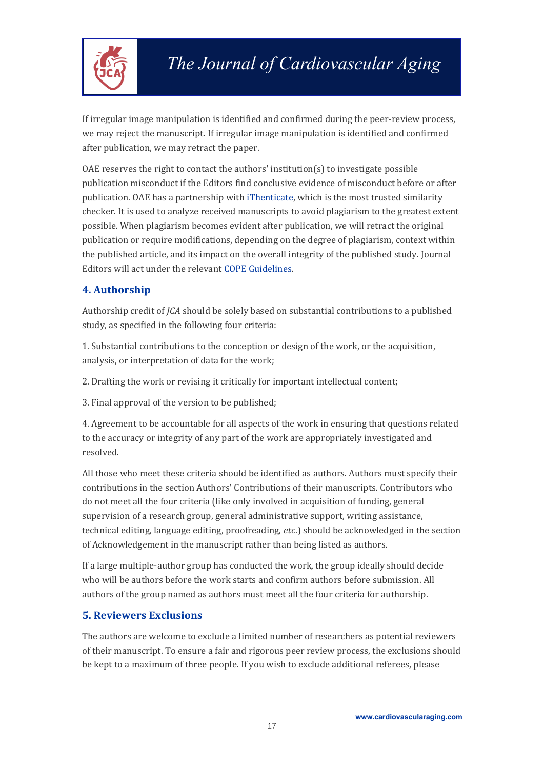If irregular image manipulation is identified and confirmed during the peer-review process, we may reject the manuscript. If irregular image manipulation is identified and confirmed after publication, we may retract the paper.

OAE reserves the right to contact the authors' institution(s) to investigate possible publication misconduct if the Editors find conclusive evidence of misconduct before or after publication. OAE has a partnership with iThenticate, which is the most trusted similarity checker. It is used to analyze received manuscripts to avoid plagiarism to the greatest extent possible. When plagiarism becomes evident after publication, we will retract the original publication or require modifications, depending on the degree of plagiarism, context within the published article, and its impact on the overall integrity of the published study. Journal Editors will act under the relevant COPE Guidelines.

## 4. Authorship

Authorship credit of *JCA* should be solely based on substantial contributions to a published study, as specified in the following four criteria:

1. Substantial contributions to the conception or design of the work, or the acquisition, analysis, or interpretation of data for the work;

2. Drafting the work or revising it critically for important intellectual content;

3. Final approval of the version to be published;

4. Agreement to be accountable for all aspects of the work in ensuring that questions related to the accuracy or integrity of any part of the work are appropriately investigated and resolved.

All those who meet these criteria should be identified as authors. Authors must specify their contributions in the section Authors' Contributions of their manuscripts. Contributors who do not meet all the four criteria (like only involved in acquisition of funding, general supervision of a research group, general administrative support, writing assistance, technical editing, language editing, proofreading, *etc.*) should be acknowledged in the section of Acknowledgement in the manuscript rather than being listed as authors.

If a large multiple-author group has conducted the work, the group ideally should decide who will be authors before the work starts and confirm authors before submission. All authors of the group named as authors must meet all the four criteria for authorship.

## 5. Reviewers Exclusions

The authors are welcome to exclude a limited number of researchers as potential reviewers of their manuscript. To ensure a fair and rigorous peer review process, the exclusions should be kept to a maximum of three people. If you wish to exclude additional referees, please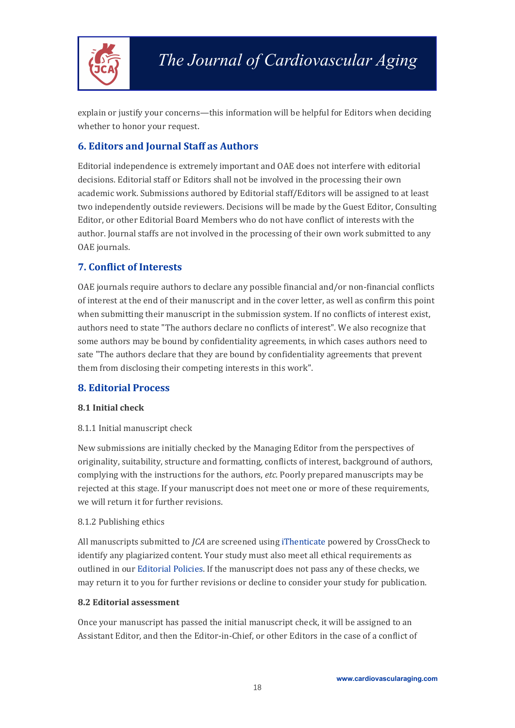explain or justify your concerns—this information will be helpful for Editors when deciding whether to honor your request.

## 6. Editors and Journal Staff as Authors

Editorial independence is extremely important and OAE does not interfere with editorial decisions. Editorial staff or Editors shall not be involved in the processing their own academic work. Submissions authored by Editorial staff/Editors will be assigned to at least two independently outside reviewers. Decisions will be made by the Guest Editor, Consulting Editor, or other Editorial Board Members who do not have conflict of interests with the author. Journal staffs are not involved in the processing of their own work submitted to any OAE journals.

## 7. Conflict of Interests

OAE journals require authors to declare any possible financial and/or non-financial conflicts of interest at the end of their manuscript and in the cover letter, as well as confirm this point when submitting their manuscript in the submission system. If no conflicts of interest exist, authors need to state "The authors declare no conflicts of interest". We also recognize that some authors may be bound by confidentiality agreements, in which cases authors need to sate "The authors declare that they are bound by confidentiality agreements that prevent them from disclosing their competing interests in this work".

## 8. Editorial Process

### 8.1 Initial check

8.1.1 Initial manuscript check

New submissions are initially checked by the Managing Editor from the perspectives of originality, suitability, structure and formatting, conflicts of interest, background of authors, complying with the instructions for the authors, *etc*. Poorly prepared manuscripts may be rejected at this stage. If your manuscript does not meet one or more of these requirements, we will return it for further revisions.

8.1.2 Publishing ethics

All manuscripts submitted to *JCA* are screened using iThenticate powered by CrossCheck to identify any plagiarized content. Your study must also meet all ethical requirements as outlined in our Editorial Policies. If the manuscript does not pass any of these checks, we may return it to you for further revisions or decline to consider your study for publication.

### 8.2 Editorial assessment

Once your manuscript has passed the initial manuscript check, it will be assigned to an Assistant Editor, and then the Editor-in-Chief, or other Editors in the case of a conflict of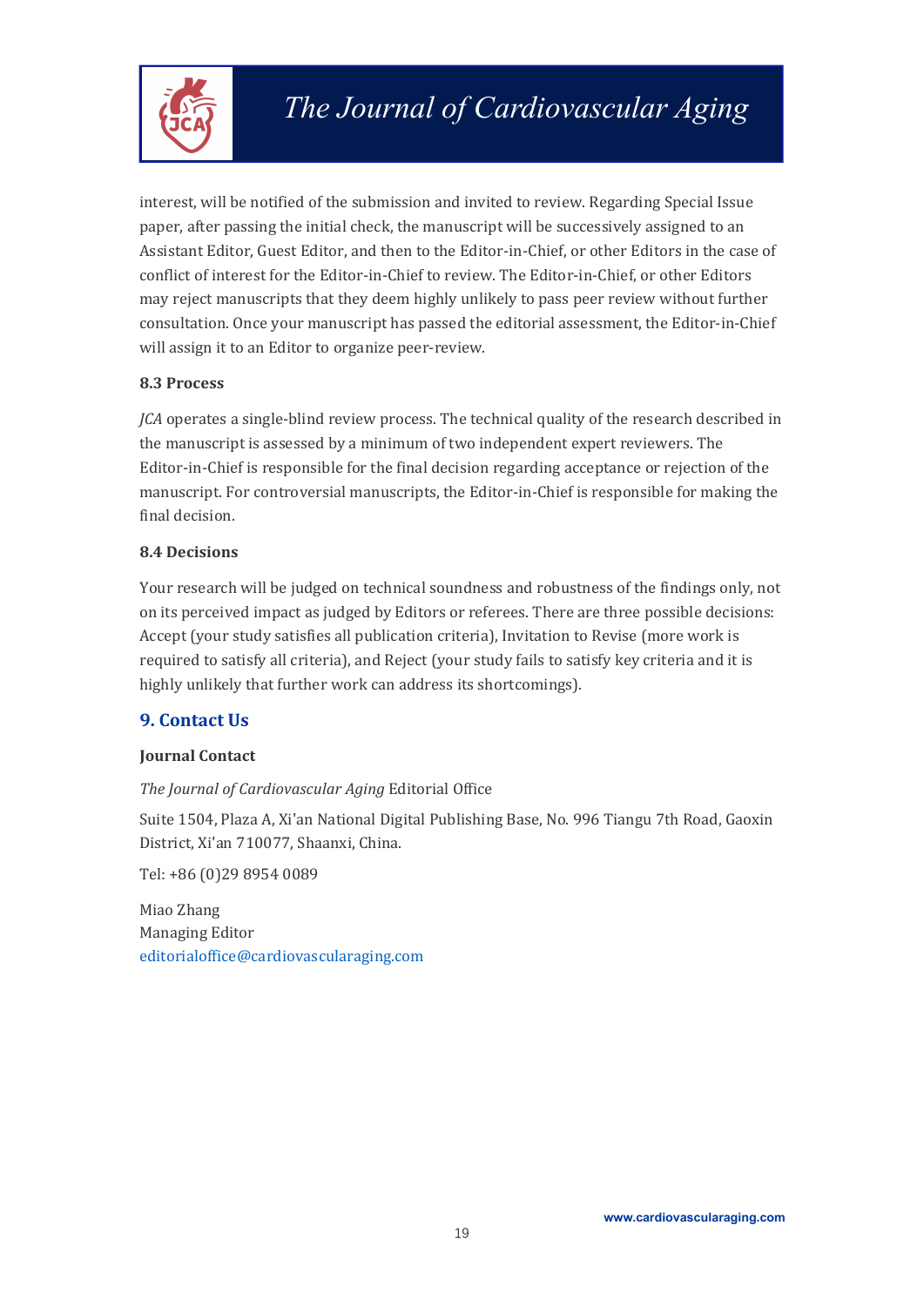interest, will be notified of the submission and invited to review. Regarding Special Issue paper, after passing the initial check, the manuscript will be successively assigned to an Assistant Editor, Guest Editor, and then to the Editor-in-Chief, or other Editors in the case of conflict of interest for the Editor-in-Chief to review. The Editor-in-Chief, or other Editors may reject manuscripts that they deem highly unlikely to pass peer review without further consultation. Once your manuscript has passed the editorial assessment, the Editor-in-Chief will assign it to an Editor to organize peer-review.

### 8.3 Process

*JCA* operates a single-blind review process. The technical quality of the research described in the manuscript is assessed by a minimum of two independent expert reviewers. The Editor-in-Chief is responsible for the final decision regarding acceptance or rejection of the manuscript. For controversial manuscripts, the Editor-in-Chief is responsible for making the final decision.

### 8.4 Decisions

Your research will be judged on technical soundness and robustness of the findings only, not on its perceived impact as judged by Editors or referees. There are three possible decisions: Accept (your study satisfies all publication criteria), Invitation to Revise (more work is required to satisfy all criteria), and Reject (your study fails to satisfy key criteria and it is highly unlikely that further work can address its shortcomings).

## 9. Contact Us

### Journal Contact

*The Journal of Cardiovascular Aging* Editorial Office

Suite 1504, Plaza A, Xi'an National Digital Publishing Base, No. 996 Tiangu 7th Road, Gaoxin District, Xi'an 710077, Shaanxi, China.

Tel: +86 (0)29 8954 0089

Miao Zhang
Managing Editor
editorialoffice@cardiovascularaging.com